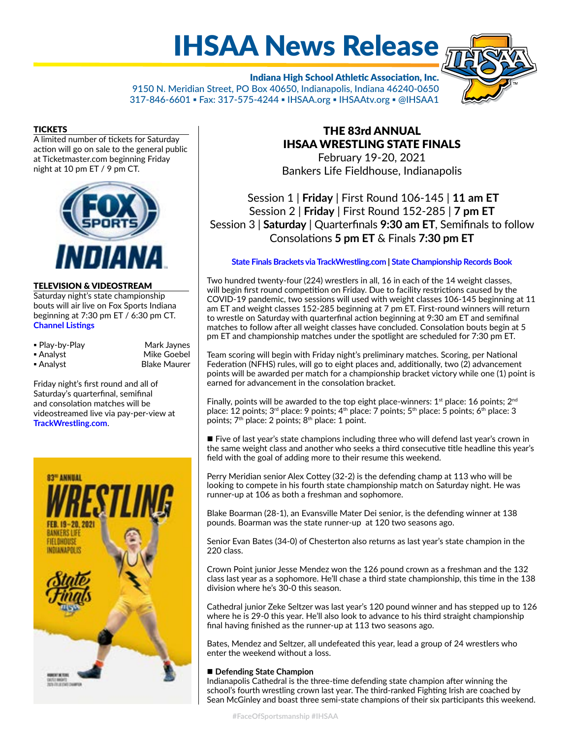# IHSAA News Release

**Indiana High School Athletic Association, Inc.**
9150 N. Meridian Street, PO Box 40650, Indianapolis, Indiana 46240-0650
317-846-6601 ▪ Fax: 317-575-4244 ▪ IHSAA.org ▪ IHSAAtv.org ▪ @IHSAA1

## THE 83rd ANNUAL IHSAA WRESTLING STATE FINALS

February 19-20, 2021
Bankers Life Fieldhouse, Indianapolis

Session 1 | **Friday** | First Round 106-145 | **11 am ET**
Session 2 | **Friday** | First Round 152-285 | **7 pm ET**
Session 3 | **Saturday** | Quarterfinals **9:30 am ET**, Semifinals to follow
Consolations **5 pm ET** & Finals **7:30 pm ET**

**State Finals Brackets via TrackWrestling.com | State Championship Records Book**

### TICKETS

A limited number of tickets for Saturday action will go on sale to the general public at Ticketmaster.com beginning Friday night at 10 pm ET / 9 pm CT.

### TELEVISION & VIDEOSTREAM

Saturday night's state championship bouts will air live on Fox Sports Indiana beginning at 7:30 pm ET / 6:30 pm CT.
**Channel Listings**

- Play-by-Play: Mark Jaynes
- Analyst: Mike Goebel
- Analyst: Blake Maurer

Friday night's first round and all of Saturday's quarterfinal, semifinal and consolation matches will be videostreamed live via pay-per-view at **TrackWrestling.com**.

Two hundred twenty-four (224) wrestlers in all, 16 in each of the 14 weight classes, will begin first round competition on Friday. Due to facility restrictions caused by the COVID-19 pandemic, two sessions will used with weight classes 106-145 beginning at 11 am ET and weight classes 152-285 beginning at 7 pm ET. First-round winners will return to wrestle on Saturday with quarterfinal action beginning at 9:30 am ET and semifinal matches to follow after all weight classes have concluded. Consolation bouts begin at 5 pm ET and championship matches under the spotlight are scheduled for 7:30 pm ET.

Team scoring will begin with Friday night's preliminary matches. Scoring, per National Federation (NFHS) rules, will go to eight places and, additionally, two (2) advancement points will be awarded per match for a championship bracket victory while one (1) point is earned for advancement in the consolation bracket.

Finally, points will be awarded to the top eight place-winners: 1st place: 16 points; 2nd place: 12 points; 3rd place: 9 points; 4th place: 7 points; 5th place: 5 points; 6th place: 3 points; 7th place: 2 points; 8th place: 1 point.

■ Five of last year's state champions including three who will defend last year's crown in the same weight class and another who seeks a third consecutive title headline this year's field with the goal of adding more to their resume this weekend.

Perry Meridian senior Alex Cottey (32-2) is the defending champ at 113 who will be looking to compete in his fourth state championship match on Saturday night. He was runner-up at 106 as both a freshman and sophomore.

Blake Boarman (28-1), an Evansville Mater Dei senior, is the defending winner at 138 pounds. Boarman was the state runner-up at 120 two seasons ago.

Senior Evan Bates (34-0) of Chesterton also returns as last year's state champion in the 220 class.

Crown Point junior Jesse Mendez won the 126 pound crown as a freshman and the 132 class last year as a sophomore. He'll chase a third state championship, this time in the 138 division where he's 30-0 this season.

Cathedral junior Zeke Seltzer was last year's 120 pound winner and has stepped up to 126 where he is 29-0 this year. He'll also look to advance to his third straight championship final having finished as the runner-up at 113 two seasons ago.

Bates, Mendez and Seltzer, all undefeated this year, lead a group of 24 wrestlers who enter the weekend without a loss.

■ **Defending State Champion**
Indianapolis Cathedral is the three-time defending state champion after winning the school's fourth wrestling crown last year. The third-ranked Fighting Irish are coached by Sean McGinley and boast three semi-state champions of their six participants this weekend.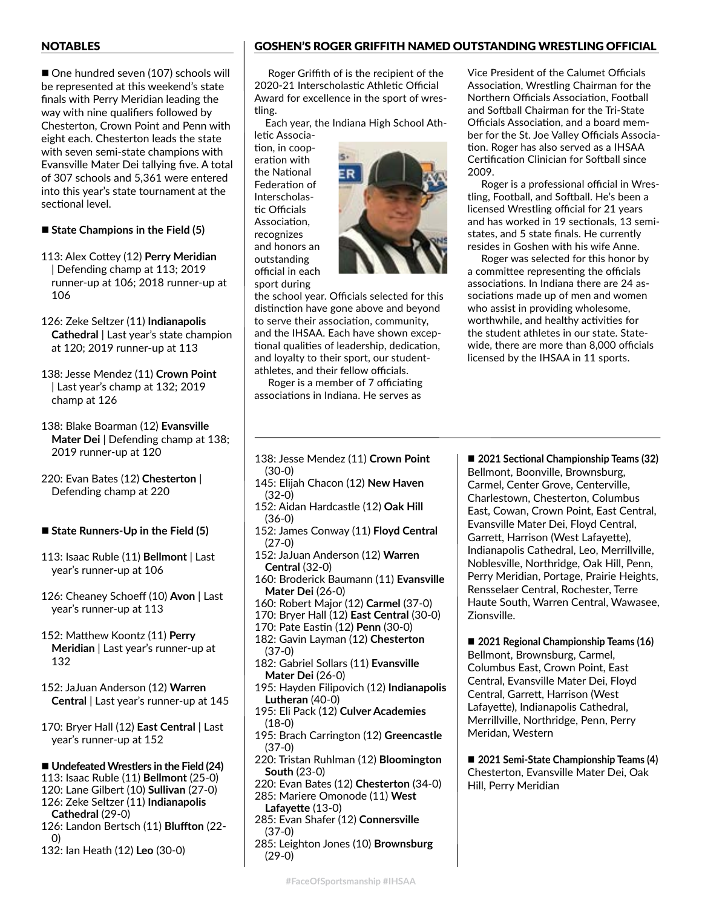## NOTABLES

■ One hundred seven (107) schools will be represented at this weekend's state finals with Perry Meridian leading the way with nine qualifiers followed by Chesterton, Crown Point and Penn with eight each. Chesterton leads the state with seven semi-state champions with Evansville Mater Dei tallying five. A total of 307 schools and 5,361 were entered into this year's state tournament at the sectional level.

**■ State Champions in the Field (5)**

113: Alex Cottey (12) **Perry Meridian** | Defending champ at 113; 2019 runner-up at 106; 2018 runner-up at 106

126: Zeke Seltzer (11) **Indianapolis Cathedral** | Last year's state champion at 120; 2019 runner-up at 113

138: Jesse Mendez (11) **Crown Point** | Last year's champ at 132; 2019 champ at 126

138: Blake Boarman (12) **Evansville Mater Dei** | Defending champ at 138; 2019 runner-up at 120

220: Evan Bates (12) **Chesterton** | Defending champ at 220

**■ State Runners-Up in the Field (5)**

113: Isaac Ruble (11) **Bellmont** | Last year's runner-up at 106

126: Cheaney Schoeff (10) **Avon** | Last year's runner-up at 113

152: Matthew Koontz (11) **Perry Meridian** | Last year's runner-up at 132

152: JaJuan Anderson (12) **Warren Central** | Last year's runner-up at 145

170: Bryer Hall (12) **East Central** | Last year's runner-up at 152

**■ Undefeated Wrestlers in the Field (24)**

113: Isaac Ruble (11) **Bellmont** (25-0)
120: Lane Gilbert (10) **Sullivan** (27-0)
126: Zeke Seltzer (11) **Indianapolis Cathedral** (29-0)
126: Landon Bertsch (11) **Bluffton** (22-0)
132: Ian Heath (12) **Leo** (30-0)
138: Jesse Mendez (11) **Crown Point** (30-0)
145: Elijah Chacon (12) **New Haven** (32-0)
152: Aidan Hardcastle (12) **Oak Hill** (36-0)
152: James Conway (11) **Floyd Central** (27-0)
152: JaJuan Anderson (12) **Warren Central** (32-0)
160: Broderick Baumann (11) **Evansville Mater Dei** (26-0)
160: Robert Major (12) **Carmel** (37-0)
170: Bryer Hall (12) **East Central** (30-0)
170: Pate Eastin (12) **Penn** (30-0)
182: Gavin Layman (12) **Chesterton** (37-0)
182: Gabriel Sollars (11) **Evansville Mater Dei** (26-0)
195: Hayden Filipovich (12) **Indianapolis Lutheran** (40-0)
195: Eli Pack (12) **Culver Academies** (18-0)
195: Brach Carrington (12) **Greencastle** (37-0)
220: Tristan Ruhlman (12) **Bloomington South** (23-0)
220: Evan Bates (12) **Chesterton** (34-0)
285: Mariere Omonode (11) **West Lafayette** (13-0)
285: Evan Shafer (12) **Connersville** (37-0)
285: Leighton Jones (10) **Brownsburg** (29-0)

**■ 2021 Sectional Championship Teams (32)**
Bellmont, Boonville, Brownsburg, Carmel, Center Grove, Centerville, Charlestown, Chesterton, Columbus East, Cowan, Crown Point, East Central, Evansville Mater Dei, Floyd Central, Garrett, Harrison (West Lafayette), Indianapolis Cathedral, Leo, Merrillville, Noblesville, Northridge, Oak Hill, Penn, Perry Meridian, Portage, Prairie Heights, Rensselaer Central, Rochester, Terre Haute South, Warren Central, Wawasee, Zionsville.

**■ 2021 Regional Championship Teams (16)**
Bellmont, Brownsburg, Carmel, Columbus East, Crown Point, East Central, Evansville Mater Dei, Floyd Central, Garrett, Harrison (West Lafayette), Indianapolis Cathedral, Merrillville, Northridge, Penn, Perry Meridan, Western

**■ 2021 Semi-State Championship Teams (4)**
Chesterton, Evansville Mater Dei, Oak Hill, Perry Meridian

## GOSHEN'S ROGER GRIFFITH NAMED OUTSTANDING WRESTLING OFFICIAL

Roger Griffith of is the recipient of the 2020-21 Interscholastic Athletic Official Award for excellence in the sport of wrestling.

Each year, the Indiana High School Athletic Association, in cooperation with the National Federation of Interscholastic Officials Association, recognizes and honors an outstanding official in each sport during the school year. Officials selected for this distinction have gone above and beyond to serve their association, community, and the IHSAA. Each have shown exceptional qualities of leadership, dedication, and loyalty to their sport, our student-athletes, and their fellow officials.

Roger is a member of 7 officiating associations in Indiana. He serves as Vice President of the Calumet Officials Association, Wrestling Chairman for the Northern Officials Association, Football and Softball Chairman for the Tri-State Officials Association, and a board member for the St. Joe Valley Officials Association. Roger has also served as a IHSAA Certification Clinician for Softball since 2009.

Roger is a professional official in Wrestling, Football, and Softball. He's been a licensed Wrestling official for 21 years and has worked in 19 sectionals, 13 semi-states, and 5 state finals. He currently resides in Goshen with his wife Anne.

Roger was selected for this honor by a committee representing the officials associations. In Indiana there are 24 associations made up of men and women who assist in providing wholesome, worthwhile, and healthy activities for the student athletes in our state. Statewide, there are more than 8,000 officials licensed by the IHSAA in 11 sports.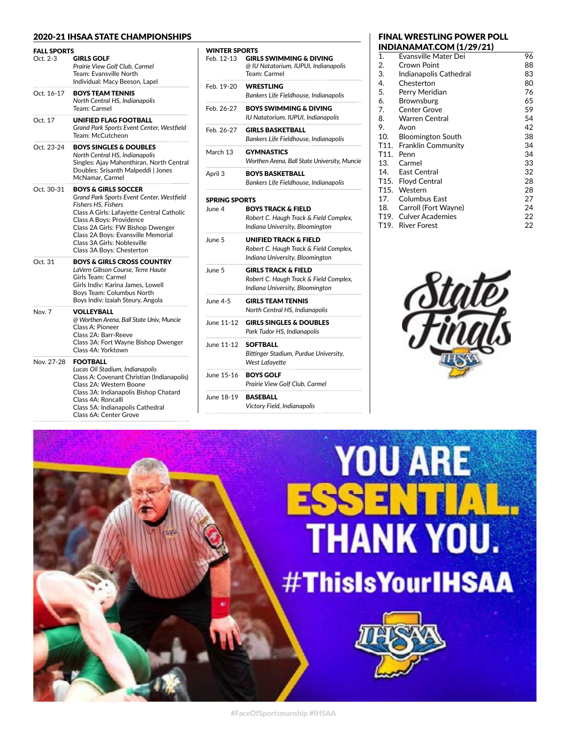## 2020-21 IHSAA STATE CHAMPIONSHIPS

### FALL SPORTS

| | |
|---|---|
| Oct. 2-3 | **GIRLS GOLF**<br>*Prairie View Golf Club, Carmel*<br>Team: Evansville North<br>Individual: Macy Beeson, Lapel |
| Oct. 16-17 | **BOYS TEAM TENNIS**<br>*North Central HS, Indianapolis*<br>Team: Carmel |
| Oct. 17 | **UNIFIED FLAG FOOTBALL**<br>*Grand Park Sports Event Center, Westfield*<br>Team: McCutcheon |
| Oct. 23-24 | **BOYS SINGLES & DOUBLES**<br>*North Central HS, Indianapolis*<br>Singles: Ajay Mahenthiran, North Central<br>Doubles: Srisanth Malpeddi \| Jones McNamar, Carmel |
| Oct. 30-31 | **BOYS & GIRLS SOCCER**<br>*Grand Park Sports Event Center, Westfield*<br>*Fishers HS, Fishers*<br>Class A Girls: Lafayette Central Catholic<br>Class A Boys: Providence<br>Class 2A Girls: FW Bishop Dwenger<br>Class 2A Boys: Evansville Memorial<br>Class 3A Girls: Noblesville<br>Class 3A Boys: Chesterton |
| Oct. 31 | **BOYS & GIRLS CROSS COUNTRY**<br>*LaVern Gibson Course, Terre Haute*<br>Girls Team: Carmel<br>Girls Indiv: Karina James, Lowell<br>Boys Team: Columbus North<br>Boys Indiv: Izaiah Steury, Angola |
| Nov. 7 | **VOLLEYBALL**<br>*@ Worthen Arena, Ball State Univ, Muncie*<br>Class A: Pioneer<br>Class 2A: Barr-Reeve<br>Class 3A: Fort Wayne Bishop Dwenger<br>Class 4A: Yorktown |
| Nov. 27-28 | **FOOTBALL**<br>*Lucas Oil Stadium, Indianapolis*<br>Class A: Covenant Christian (Indianapolis)<br>Class 2A: Western Boone<br>Class 3A: Indianapolis Bishop Chatard<br>Class 4A: Roncalli<br>Class 5A: Indianapolis Cathedral<br>Class 6A: Center Grove |

### WINTER SPORTS

| | |
|---|---|
| Feb. 12-13 | **GIRLS SWIMMING & DIVING**<br>*@ IU Natatorium, IUPUI, Indianapolis*<br>Team: Carmel |
| Feb. 19-20 | **WRESTLING**<br>*Bankers Life Fieldhouse, Indianapolis* |
| Feb. 26-27 | **BOYS SWIMMING & DIVING**<br>*IU Natatorium, IUPUI, Indianapolis* |
| Feb. 26-27 | **GIRLS BASKETBALL**<br>*Bankers Life Fieldhouse, Indianapolis* |
| March 13 | **GYMNASTICS**<br>*Worthen Arena, Ball State University, Muncie* |
| April 3 | **BOYS BASKETBALL**<br>*Bankers Life Fieldhouse, Indianapolis* |

### SPRING SPORTS

| | |
|---|---|
| June 4 | **BOYS TRACK & FIELD**<br>*Robert C. Haugh Track & Field Complex, Indiana University, Bloomington* |
| June 5 | **UNIFIED TRACK & FIELD**<br>*Robert C. Haugh Track & Field Complex, Indiana University, Bloomington* |
| June 5 | **GIRLS TRACK & FIELD**<br>*Robert C. Haugh Track & Field Complex, Indiana University, Bloomington* |
| June 4-5 | **GIRLS TEAM TENNIS**<br>*North Central HS, Indianapolis* |
| June 11-12 | **GIRLS SINGLES & DOUBLES**<br>*Park Tudor HS, Indianapolis* |
| June 11-12 | **SOFTBALL**<br>*Bittinger Stadium, Purdue University, West Lafayette* |
| June 15-16 | **BOYS GOLF**<br>*Prairie View Golf Club, Carmel* |
| June 18-19 | **BASEBALL**<br>*Victory Field, Indianapolis* |

## FINAL WRESTLING POWER POLL INDIANAMAT.COM (1/29/21)

| | | |
|---|---|---|
| 1. | Evansville Mater Dei | 96 |
| 2. | Crown Point | 88 |
| 3. | Indianapolis Cathedral | 83 |
| 4. | Chesterton | 80 |
| 5. | Perry Meridian | 76 |
| 6. | Brownsburg | 65 |
| 7. | Center Grove | 59 |
| 8. | Warren Central | 54 |
| 9. | Avon | 42 |
| 10. | Bloomington South | 38 |
| T11. | Franklin Community | 34 |
| T11. | Penn | 34 |
| 13. | Carmel | 33 |
| 14. | East Central | 32 |
| T15. | Floyd Central | 28 |
| T15. | Western | 28 |
| 17. | Columbus East | 27 |
| 18. | Carroll (Fort Wayne) | 24 |
| T19. | Culver Academies | 22 |
| T19. | River Forest | 22 |

State Finals IHSAA

YOU ARE ESSENTIAL. THANK YOU. #ThisIsYourIHSAA

#FaceOfSportsmanship #IHSAA